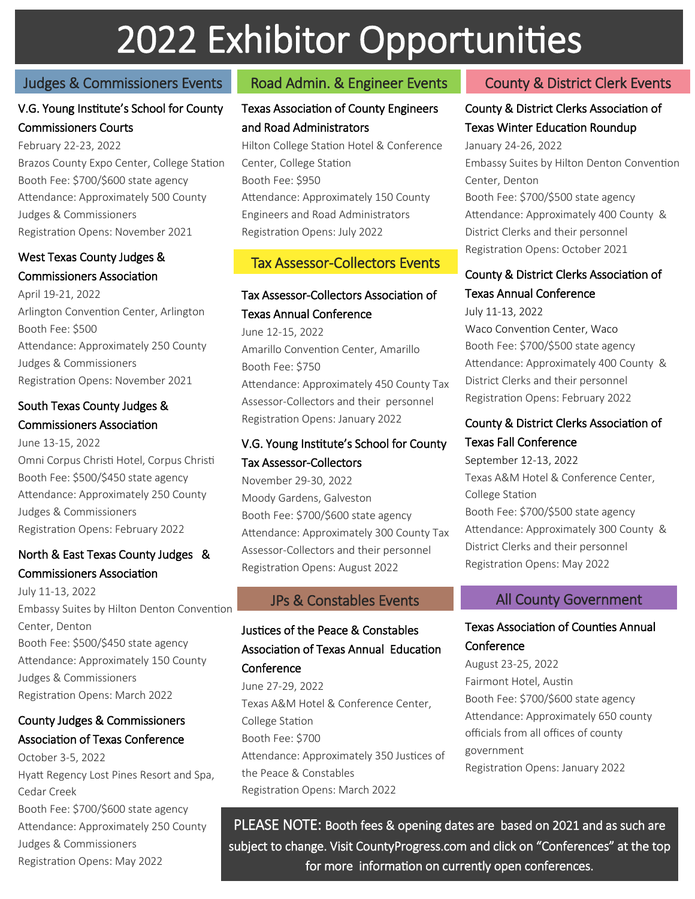# 2022 Exhibitor Opportunities

## Judges & Commissioners Events

### V.G. Young Institute's School for County Commissioners Courts

February 22-23, 2022
Brazos County Expo Center, College Station
Booth Fee: $700/$600 state agency
Attendance: Approximately 500 County Judges & Commissioners
Registration Opens: November 2021

### West Texas County Judges & Commissioners Association

April 19-21, 2022
Arlington Convention Center, Arlington
Booth Fee: $500
Attendance: Approximately 250 County Judges & Commissioners
Registration Opens: November 2021

### South Texas County Judges & Commissioners Association

June 13-15, 2022
Omni Corpus Christi Hotel, Corpus Christi
Booth Fee: $500/$450 state agency
Attendance: Approximately 250 County Judges & Commissioners
Registration Opens: February 2022

### North & East Texas County Judges & Commissioners Association

July 11-13, 2022
Embassy Suites by Hilton Denton Convention Center, Denton
Booth Fee: $500/$450 state agency
Attendance: Approximately 150 County Judges & Commissioners
Registration Opens: March 2022

### County Judges & Commissioners Association of Texas Conference

October 3-5, 2022
Hyatt Regency Lost Pines Resort and Spa, Cedar Creek
Booth Fee: $700/$600 state agency
Attendance: Approximately 250 County Judges & Commissioners
Registration Opens: May 2022

## Road Admin. & Engineer Events

### Texas Association of County Engineers and Road Administrators

Hilton College Station Hotel & Conference Center, College Station
Booth Fee: $950
Attendance: Approximately 150 County Engineers and Road Administrators
Registration Opens: July 2022

## Tax Assessor-Collectors Events

### Tax Assessor-Collectors Association of Texas Annual Conference

June 12-15, 2022
Amarillo Convention Center, Amarillo
Booth Fee: $750
Attendance: Approximately 450 County Tax Assessor-Collectors and their personnel
Registration Opens: January 2022

### V.G. Young Institute's School for County Tax Assessor-Collectors

November 29-30, 2022
Moody Gardens, Galveston
Booth Fee: $700/$600 state agency
Attendance: Approximately 300 County Tax Assessor-Collectors and their personnel
Registration Opens: August 2022

## JPs & Constables Events

### Justices of the Peace & Constables Association of Texas Annual Education Conference

June 27-29, 2022
Texas A&M Hotel & Conference Center, College Station
Booth Fee: $700
Attendance: Approximately 350 Justices of the Peace & Constables
Registration Opens: March 2022

## County & District Clerk Events

### County & District Clerks Association of Texas Winter Education Roundup

January 24-26, 2022
Embassy Suites by Hilton Denton Convention Center, Denton
Booth Fee: $700/$500 state agency
Attendance: Approximately 400 County & District Clerks and their personnel
Registration Opens: October 2021

### County & District Clerks Association of Texas Annual Conference

July 11-13, 2022
Waco Convention Center, Waco
Booth Fee: $700/$500 state agency
Attendance: Approximately 400 County & District Clerks and their personnel
Registration Opens: February 2022

### County & District Clerks Association of Texas Fall Conference

September 12-13, 2022
Texas A&M Hotel & Conference Center, College Station
Booth Fee: $700/$500 state agency
Attendance: Approximately 300 County & District Clerks and their personnel
Registration Opens: May 2022

## All County Government

### Texas Association of Counties Annual Conference

August 23-25, 2022
Fairmont Hotel, Austin
Booth Fee: $700/$600 state agency
Attendance: Approximately 650 county officials from all offices of county government
Registration Opens: January 2022

**PLEASE NOTE:** Booth fees & opening dates are based on 2021 and as such are subject to change. Visit CountyProgress.com and click on "Conferences" at the top for more information on currently open conferences.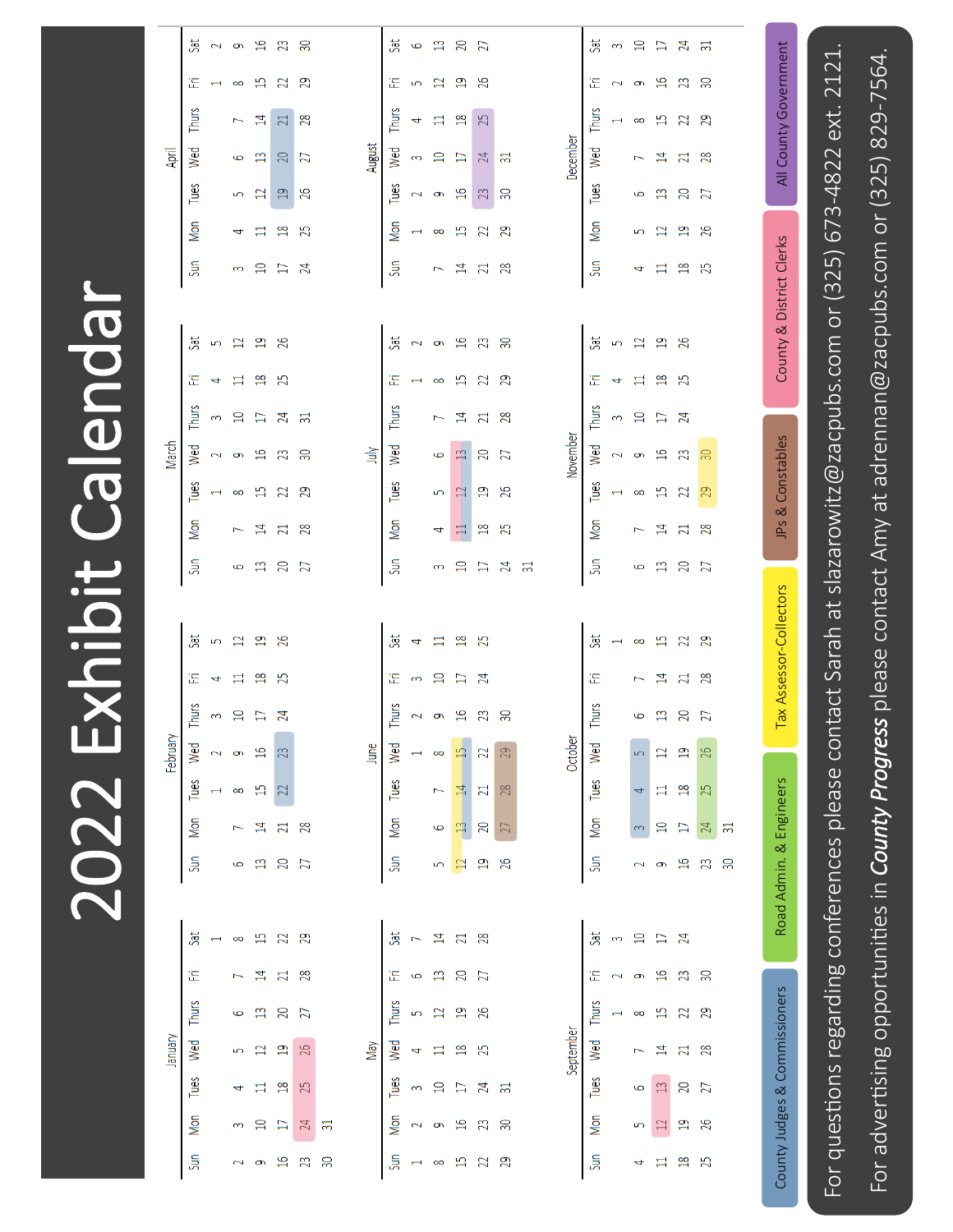# 2022 Exhibit Calendar

## January

| Sun | Mon | Tues | Wed | Thurs | Fri | Sat |
|---|---|---|---|---|---|---|
| | | | | | | 1 |
| 2 | 3 | 4 | 5 | 6 | 7 | 8 |
| 9 | 10 | 11 | 12 | 13 | 14 | 15 |
| 16 | 17 | 18 | 19 | 20 | 21 | 22 |
| 23 | 24 | 25 | 26 | 27 | 28 | 29 |
| 30 | 31 | | | | | |

## February

| Sun | Mon | Tues | Wed | Thurs | Fri | Sat |
|---|---|---|---|---|---|---|
| | | 1 | 2 | 3 | 4 | 5 |
| 6 | 7 | 8 | 9 | 10 | 11 | 12 |
| 13 | 14 | 15 | 16 | 17 | 18 | 19 |
| 20 | 21 | 22 | 23 | 24 | 25 | 26 |
| 27 | 28 | | | | | |

## March

| Sun | Mon | Tues | Wed | Thurs | Fri | Sat |
|---|---|---|---|---|---|---|
| | | 1 | 2 | 3 | 4 | 5 |
| 6 | 7 | 8 | 9 | 10 | 11 | 12 |
| 13 | 14 | 15 | 16 | 17 | 18 | 19 |
| 20 | 21 | 22 | 23 | 24 | 25 | 26 |
| 27 | 28 | 29 | 30 | 31 | | |

## April

| Sun | Mon | Tues | Wed | Thurs | Fri | Sat |
|---|---|---|---|---|---|---|
| | | | | | 1 | 2 |
| 3 | 4 | 5 | 6 | 7 | 8 | 9 |
| 10 | 11 | 12 | 13 | 14 | 15 | 16 |
| 17 | 18 | 19 | 20 | 21 | 22 | 23 |
| 24 | 25 | 26 | 27 | 28 | 29 | 30 |

## May

| Sun | Mon | Tues | Wed | Thurs | Fri | Sat |
|---|---|---|---|---|---|---|
| 1 | 2 | 3 | 4 | 5 | 6 | 7 |
| 8 | 9 | 10 | 11 | 12 | 13 | 14 |
| 15 | 16 | 17 | 18 | 19 | 20 | 21 |
| 22 | 23 | 24 | 25 | 26 | 27 | 28 |
| 29 | 30 | 31 | | | | |

## June

| Sun | Mon | Tues | Wed | Thurs | Fri | Sat |
|---|---|---|---|---|---|---|
| | | | 1 | 2 | 3 | 4 |
| 5 | 6 | 7 | 8 | 9 | 10 | 11 |
| 12 | 13 | 14 | 15 | 16 | 17 | 18 |
| 19 | 20 | 21 | 22 | 23 | 24 | 25 |
| 26 | 27 | 28 | 29 | 30 | | |

## July

| Sun | Mon | Tues | Wed | Thurs | Fri | Sat |
|---|---|---|---|---|---|---|
| | | | | | 1 | 2 |
| 3 | 4 | 5 | 6 | 7 | 8 | 9 |
| 10 | 11 | 12 | 13 | 14 | 15 | 16 |
| 17 | 18 | 19 | 20 | 21 | 22 | 23 |
| 24 | 25 | 26 | 27 | 28 | 29 | 30 |
| 31 | | | | | | |

## August

| Sun | Mon | Tues | Wed | Thurs | Fri | Sat |
|---|---|---|---|---|---|---|
| | 1 | 2 | 3 | 4 | 5 | 6 |
| 7 | 8 | 9 | 10 | 11 | 12 | 13 |
| 14 | 15 | 16 | 17 | 18 | 19 | 20 |
| 21 | 22 | 23 | 24 | 25 | 26 | 27 |
| 28 | 29 | 30 | 31 | | | |

## September

| Sun | Mon | Tues | Wed | Thurs | Fri | Sat |
|---|---|---|---|---|---|---|
| | | | | 1 | 2 | 3 |
| 4 | 5 | 6 | 7 | 8 | 9 | 10 |
| 11 | 12 | 13 | 14 | 15 | 16 | 17 |
| 18 | 19 | 20 | 21 | 22 | 23 | 24 |
| 25 | 26 | 27 | 28 | 29 | 30 | |

## October

| Sun | Mon | Tues | Wed | Thurs | Fri | Sat |
|---|---|---|---|---|---|---|
| | | | | | | 1 |
| 2 | 3 | 4 | 5 | 6 | 7 | 8 |
| 9 | 10 | 11 | 12 | 13 | 14 | 15 |
| 16 | 17 | 18 | 19 | 20 | 21 | 22 |
| 23 | 24 | 25 | 26 | 27 | 28 | 29 |
| 30 | 31 | | | | | |

## November

| Sun | Mon | Tues | Wed | Thurs | Fri | Sat |
|---|---|---|---|---|---|---|
| | | 1 | 2 | 3 | 4 | 5 |
| 6 | 7 | 8 | 9 | 10 | 11 | 12 |
| 13 | 14 | 15 | 16 | 17 | 18 | 19 |
| 20 | 21 | 22 | 23 | 24 | 25 | 26 |
| 27 | 28 | 29 | 30 | | | |

## December

| Sun | Mon | Tues | Wed | Thurs | Fri | Sat |
|---|---|---|---|---|---|---|
| | | | | 1 | 2 | 3 |
| 4 | 5 | 6 | 7 | 8 | 9 | 10 |
| 11 | 12 | 13 | 14 | 15 | 16 | 17 |
| 18 | 19 | 20 | 21 | 22 | 23 | 24 |
| 25 | 26 | 27 | 28 | 29 | 30 | 31 |

County Judges & Commissioners | Road Admin. & Engineers | Tax Assessor-Collectors | JPs & Constables | County & District Clerks | All County Government

For questions regarding conferences please contact Sarah at slazarowitz@zacpubs.com or (325) 673-4822 ext. 2121.

For advertising opportunities in ***County Progress*** please contact Amy at adrennan@zacpubs.com or (325) 829-7564.